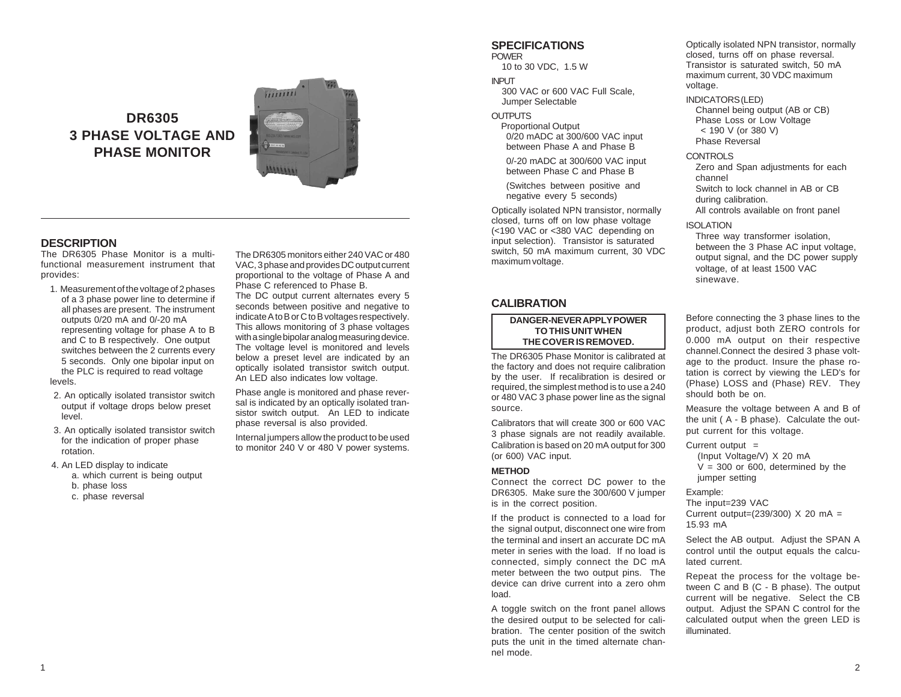# DR6305
# 3 PHASE VOLTAGE AND PHASE MONITOR

## DESCRIPTION

The DR6305 Phase Monitor is a multi-functional measurement instrument that provides:

1. Measurement of the voltage of 2 phases of a 3 phase power line to determine if all phases are present. The instrument outputs 0/20 mA and 0/-20 mA representing voltage for phase A to B and C to B respectively. One output switches between the 2 currents every 5 seconds. Only one bipolar input on the PLC is required to read voltage levels.
2. An optically isolated transistor switch output if voltage drops below preset level.
3. An optically isolated transistor switch for the indication of proper phase rotation.
4. An LED display to indicate
   a. which current is being output
   b. phase loss
   c. phase reversal

The DR6305 monitors either 240 VAC or 480 VAC, 3 phase and provides DC output current proportional to the voltage of Phase A and Phase C referenced to Phase B.
The DC output current alternates every 5 seconds between positive and negative to indicate A to B or C to B voltages respectively. This allows monitoring of 3 phase voltages with a single bipolar analog measuring device. The voltage level is monitored and levels below a preset level are indicated by an optically isolated transistor switch output. An LED also indicates low voltage.

Phase angle is monitored and phase reversal is indicated by an optically isolated transistor switch output. An LED to indicate phase reversal is also provided.

Internal jumpers allow the product to be used to monitor 240 V or 480 V power systems.

## SPECIFICATIONS

POWER
10 to 30 VDC, 1.5 W

INPUT
300 VAC or 600 VAC Full Scale, Jumper Selectable

OUTPUTS
Proportional Output
0/20 mADC at 300/600 VAC input between Phase A and Phase B

0/-20 mADC at 300/600 VAC input between Phase C and Phase B

(Switches between positive and negative every 5 seconds)

Optically isolated NPN transistor, normally closed, turns off on low phase voltage (<190 VAC or <380 VAC depending on input selection). Transistor is saturated switch, 50 mA maximum current, 30 VDC maximum voltage.

Optically isolated NPN transistor, normally closed, turns off on phase reversal. Transistor is saturated switch, 50 mA maximum current, 30 VDC maximum voltage.

INDICATORS (LED)
Channel being output (AB or CB)
Phase Loss or Low Voltage
< 190 V (or 380 V)
Phase Reversal

CONTROLS
Zero and Span adjustments for each channel
Switch to lock channel in AB or CB during calibration.
All controls available on front panel

ISOLATION
Three way transformer isolation, between the 3 Phase AC input voltage, output signal, and the DC power supply voltage, of at least 1500 VAC sinewave.

## CALIBRATION

**DANGER-NEVER APPLY POWER TO THIS UNIT WHEN THE COVER IS REMOVED.**

The DR6305 Phase Monitor is calibrated at the factory and does not require calibration by the user. If recalibration is desired or required, the simplest method is to use a 240 or 480 VAC 3 phase power line as the signal source.

Calibrators that will create 300 or 600 VAC 3 phase signals are not readily available. Calibration is based on 20 mA output for 300 (or 600) VAC input.

### METHOD

Connect the correct DC power to the DR6305. Make sure the 300/600 V jumper is in the correct position.

If the product is connected to a load for the signal output, disconnect one wire from the terminal and insert an accurate DC mA meter in series with the load. If no load is connected, simply connect the DC mA meter between the two output pins. The device can drive current into a zero ohm load.

A toggle switch on the front panel allows the desired output to be selected for calibration. The center position of the switch puts the unit in the timed alternate channel mode.

Before connecting the 3 phase lines to the product, adjust both ZERO controls for 0.000 mA output on their respective channel. Connect the desired 3 phase voltage to the product. Insure the phase rotation is correct by viewing the LED's for (Phase) LOSS and (Phase) REV. They should both be on.

Measure the voltage between A and B of the unit ( A - B phase). Calculate the output current for this voltage.

Current output =
(Input Voltage/V) X 20 mA
V = 300 or 600, determined by the jumper setting

Example:
The input=239 VAC
Current output=(239/300) X 20 mA = 15.93 mA

Select the AB output. Adjust the SPAN A control until the output equals the calculated current.

Repeat the process for the voltage between C and B (C - B phase). The output current will be negative. Select the CB output. Adjust the SPAN C control for the calculated output when the green LED is illuminated.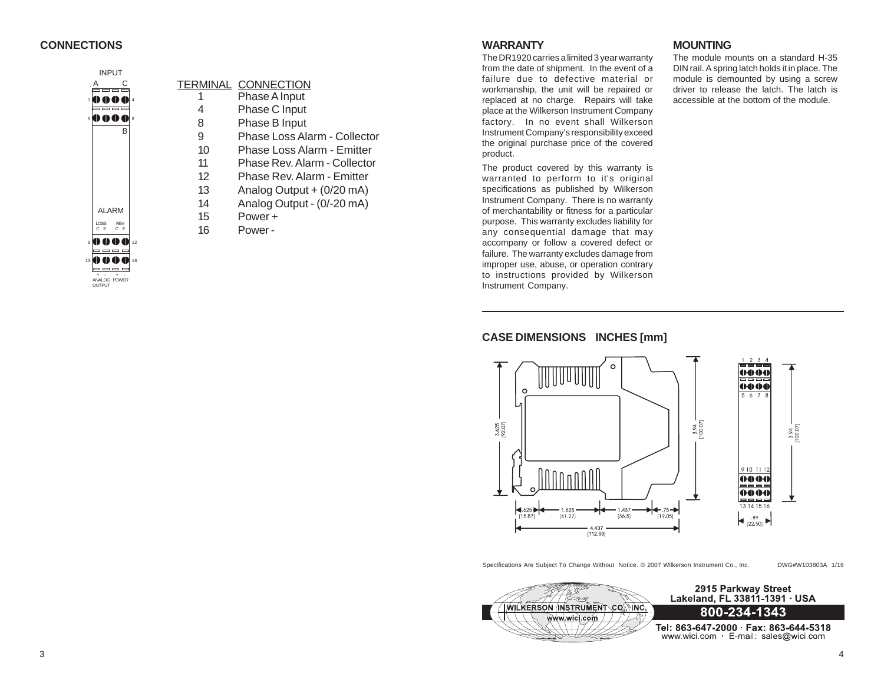## CONNECTIONS

INPUT

A C

1 4

5 8

B

ALARM

LOSS REV
C E C E

9 12

13 16

\+ - + -
ANALOG POWER
OUTPUT

| TERMINAL | CONNECTION |
|---|---|
| 1 | Phase A Input |
| 4 | Phase C Input |
| 8 | Phase B Input |
| 9 | Phase Loss Alarm - Collector |
| 10 | Phase Loss Alarm - Emitter |
| 11 | Phase Rev. Alarm - Collector |
| 12 | Phase Rev. Alarm - Emitter |
| 13 | Analog Output + (0/20 mA) |
| 14 | Analog Output - (0/-20 mA) |
| 15 | Power + |
| 16 | Power - |

## WARRANTY

The DR1920 carries a limited 3 year warranty from the date of shipment. In the event of a failure due to defective material or workmanship, the unit will be repaired or replaced at no charge. Repairs will take place at the Wilkerson Instrument Company factory. In no event shall Wilkerson Instrument Company's responsibility exceed the original purchase price of the covered product.

The product covered by this warranty is warranted to perform to it's original specifications as published by Wilkerson Instrument Company. There is no warranty of merchantability or fitness for a particular purpose. This warranty excludes liability for any consequential damage that may accompany or follow a covered defect or failure. The warranty excludes damage from improper use, abuse, or operation contrary to instructions provided by Wilkerson Instrument Company.

## MOUNTING

The module mounts on a standard H-35 DIN rail. A spring latch holds it in place. The module is demounted by using a screw driver to release the latch. The latch is accessible at the bottom of the module.

## CASE DIMENSIONS INCHES [mm]

3.625 [92.07]

3.94 [100.07]

.625 [15.87]

1.625 [41.27]

1.437 [36.5]

.75 [19.05]

4.437 [112.69]

1 2 3 4

5 6 7 8

9 10 11 12

13 14 15 16

3.94 [100.07]

.89 [22.60]

Specifications Are Subject To Change Without Notice. © 2007 Wilkerson Instrument Co., Inc. DWG#W103803A 1/16

WILKERSON INSTRUMENT CO., INC.
www.wici.com

2915 Parkway Street
Lakeland, FL 33811-1391 · USA

800-234-1343

Tel: 863-647-2000 · Fax: 863-644-5318
www.wici.com · E-mail: sales@wici.com